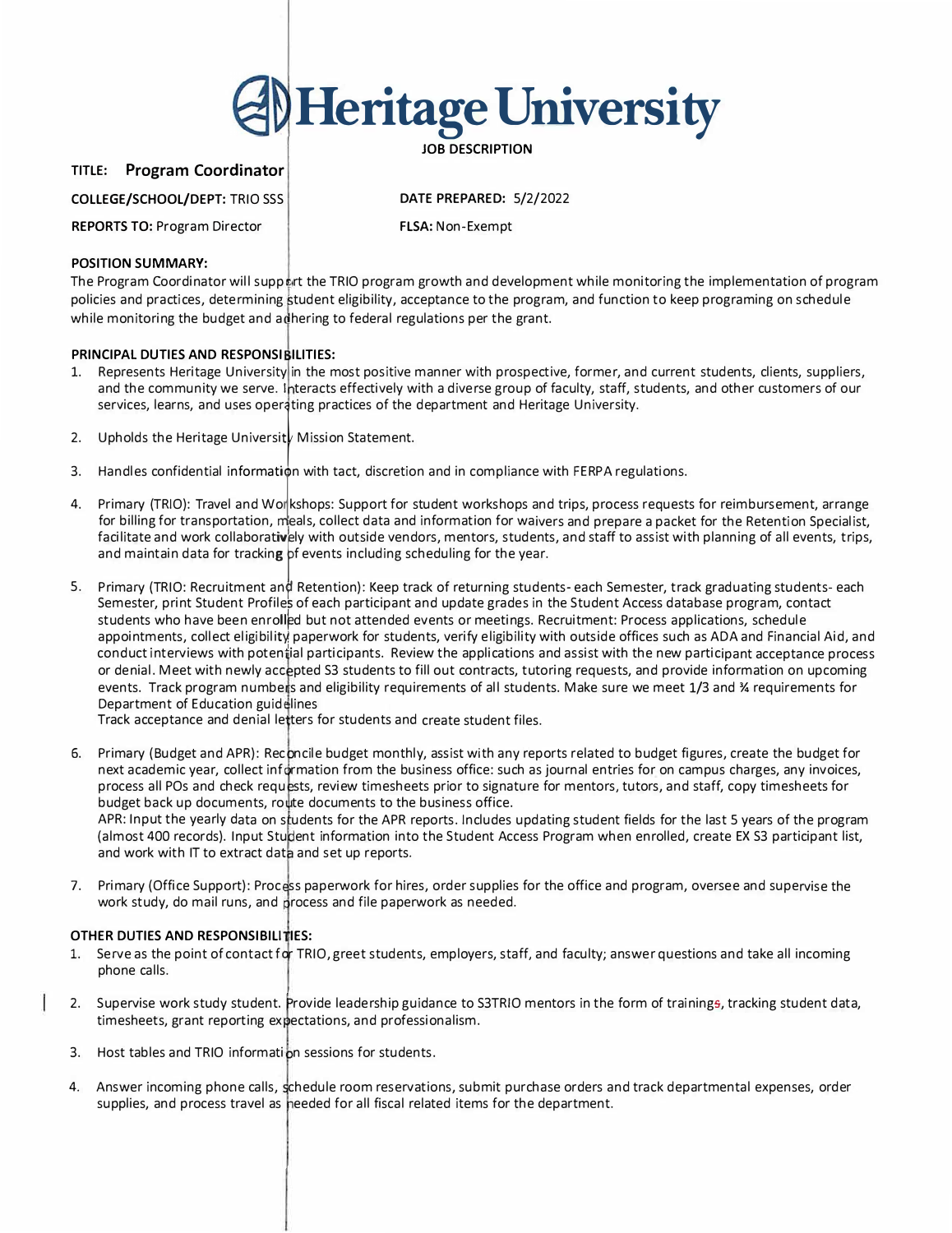# Heritage University

**JOB DESCRIPTION**

**TITLE: Program Coordinator**

**COLLEGE/SCHOOL/DEPT:** TRIO SSS

**DATE PREPARED:** 5/2/2022

**REPORTS TO:** Program Director

**FLSA:** Non-Exempt

**POSITION SUMMARY:**

The Program Coordinator will support the TRIO program growth and development while monitoring the implementation of program policies and practices, determining student eligibility, acceptance to the program, and function to keep programing on schedule while monitoring the budget and adhering to federal regulations per the grant.

**PRINCIPAL DUTIES AND RESPONSIBILITIES:**

1. Represents Heritage University in the most positive manner with prospective, former, and current students, clients, suppliers, and the community we serve. Interacts effectively with a diverse group of faculty, staff, students, and other customers of our services, learns, and uses operating practices of the department and Heritage University.

2. Upholds the Heritage University Mission Statement.

3. Handles confidential information with tact, discretion and in compliance with FERPA regulations.

4. Primary (TRIO): Travel and Workshops: Support for student workshops and trips, process requests for reimbursement, arrange for billing for transportation, meals, collect data and information for waivers and prepare a packet for the Retention Specialist, facilitate and work collaboratively with outside vendors, mentors, students, and staff to assist with planning of all events, trips, and maintain data for tracking of events including scheduling for the year.

5. Primary (TRIO: Recruitment and Retention): Keep track of returning students- each Semester, track graduating students- each Semester, print Student Profiles of each participant and update grades in the Student Access database program, contact students who have been enrolled but not attended events or meetings. Recruitment: Process applications, schedule appointments, collect eligibility paperwork for students, verify eligibility with outside offices such as ADA and Financial Aid, and conduct interviews with potential participants. Review the applications and assist with the new participant acceptance process or denial. Meet with newly accepted S3 students to fill out contracts, tutoring requests, and provide information on upcoming events. Track program numbers and eligibility requirements of all students. Make sure we meet 1/3 and ¾ requirements for Department of Education guidelines
   Track acceptance and denial letters for students and create student files.

6. Primary (Budget and APR): Reconcile budget monthly, assist with any reports related to budget figures, create the budget for next academic year, collect information from the business office: such as journal entries for on campus charges, any invoices, process all POs and check requests, review timesheets prior to signature for mentors, tutors, and staff, copy timesheets for budget back up documents, route documents to the business office.
   APR: Input the yearly data on students for the APR reports. Includes updating student fields for the last 5 years of the program (almost 400 records). Input Student information into the Student Access Program when enrolled, create EX S3 participant list, and work with IT to extract data and set up reports.

7. Primary (Office Support): Process paperwork for hires, order supplies for the office and program, oversee and supervise the work study, do mail runs, and process and file paperwork as needed.

**OTHER DUTIES AND RESPONSIBILITIES:**

1. Serve as the point of contact for TRIO, greet students, employers, staff, and faculty; answer questions and take all incoming phone calls.

2. Supervise work study student. Provide leadership guidance to S3TRIO mentors in the form of trainings, tracking student data, timesheets, grant reporting expectations, and professionalism.

3. Host tables and TRIO information sessions for students.

4. Answer incoming phone calls, schedule room reservations, submit purchase orders and track departmental expenses, order supplies, and process travel as needed for all fiscal related items for the department.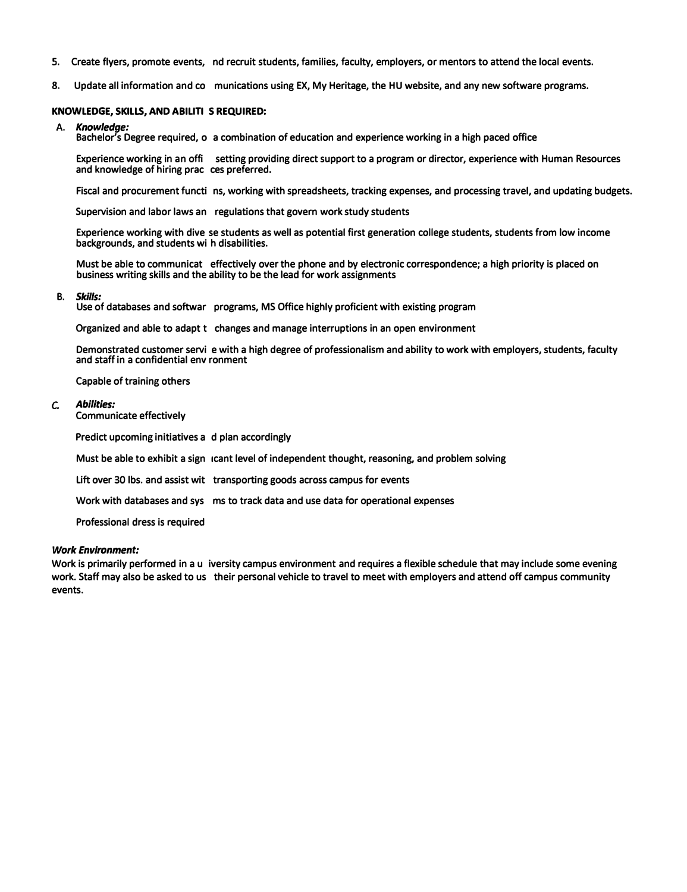5. Create flyers, promote events, nd recruit students, families, faculty, employers, or mentors to attend the local events.

8. Update all information and co munications using EX, My Heritage, the HU website, and any new software programs.

**KNOWLEDGE, SKILLS, AND ABILITI S REQUIRED:**

A. ***Knowledge:***

Bachelor's Degree required, o a combination of education and experience working in a high paced office

Experience working in an offi setting providing direct support to a program or director, experience with Human Resources and knowledge of hiring prac ces preferred.

Fiscal and procurement functi ns, working with spreadsheets, tracking expenses, and processing travel, and updating budgets.

Supervision and labor laws an regulations that govern work study students

Experience working with dive se students as well as potential first generation college students, students from low income backgrounds, and students wi h disabilities.

Must be able to communicat effectively over the phone and by electronic correspondence; a high priority is placed on business writing skills and the ability to be the lead for work assignments

B. ***Skills:***

Use of databases and softwar programs, MS Office highly proficient with existing program

Organized and able to adapt t changes and manage interruptions in an open environment

Demonstrated customer servi e with a high degree of professionalism and ability to work with employers, students, faculty and staff in a confidential env ronment

Capable of training others

C. ***Abilities:***

Communicate effectively

Predict upcoming initiatives a d plan accordingly

Must be able to exhibit a sign ıcant level of independent thought, reasoning, and problem solving

Lift over 30 lbs. and assist wit transporting goods across campus for events

Work with databases and sys ms to track data and use data for operational expenses

Professional dress is required

***Work Environment:***

Work is primarily performed in a u iversity campus environment and requires a flexible schedule that may include some evening work. Staff may also be asked to us their personal vehicle to travel to meet with employers and attend off campus community events.